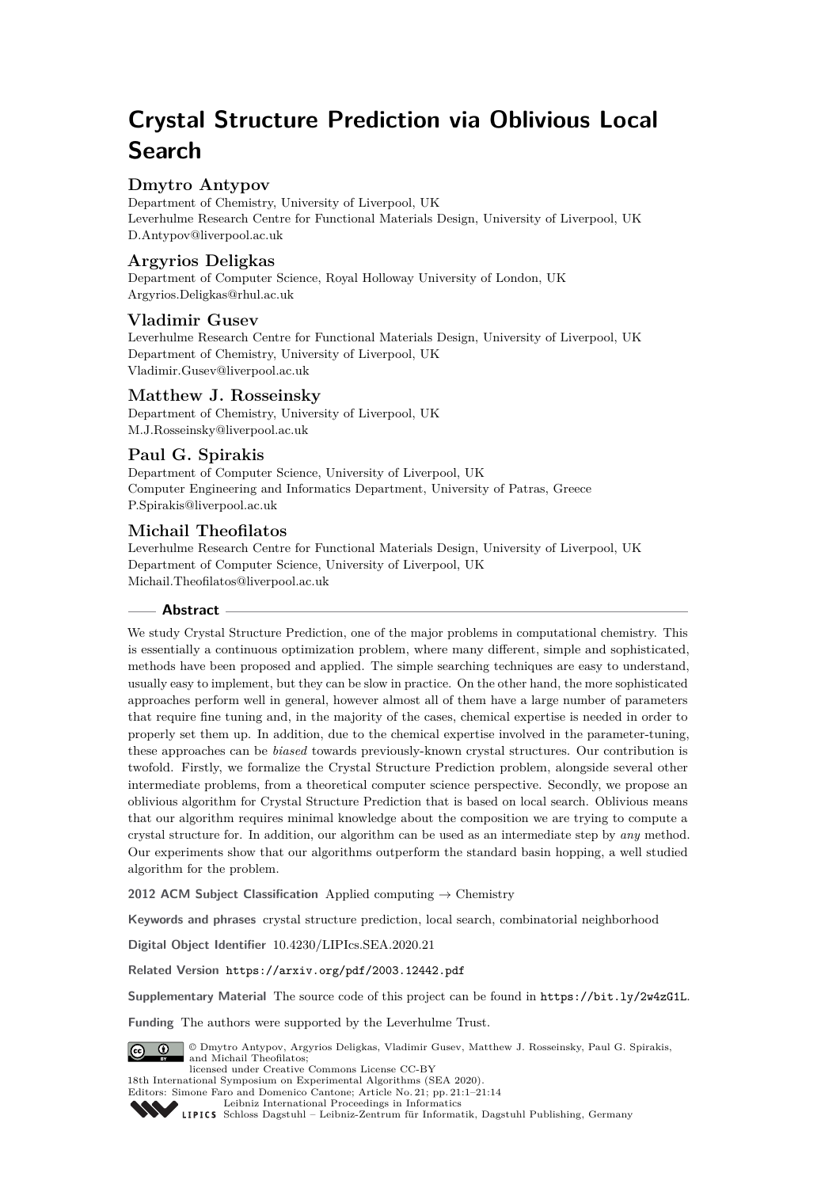# Crystal Structure Prediction via Oblivious Local Search

**Dmytro Antypov**
Department of Chemistry, University of Liverpool, UK
Leverhulme Research Centre for Functional Materials Design, University of Liverpool, UK
D.Antypov@liverpool.ac.uk

**Argyrios Deligkas**
Department of Computer Science, Royal Holloway University of London, UK
Argyrios.Deligkas@rhul.ac.uk

**Vladimir Gusev**
Leverhulme Research Centre for Functional Materials Design, University of Liverpool, UK
Department of Chemistry, University of Liverpool, UK
Vladimir.Gusev@liverpool.ac.uk

**Matthew J. Rosseinsky**
Department of Chemistry, University of Liverpool, UK
M.J.Rosseinsky@liverpool.ac.uk

**Paul G. Spirakis**
Department of Computer Science, University of Liverpool, UK
Computer Engineering and Informatics Department, University of Patras, Greece
P.Spirakis@liverpool.ac.uk

**Michail Theofilatos**
Leverhulme Research Centre for Functional Materials Design, University of Liverpool, UK
Department of Computer Science, University of Liverpool, UK
Michail.Theofilatos@liverpool.ac.uk

## Abstract

We study Crystal Structure Prediction, one of the major problems in computational chemistry. This is essentially a continuous optimization problem, where many different, simple and sophisticated, methods have been proposed and applied. The simple searching techniques are easy to understand, usually easy to implement, but they can be slow in practice. On the other hand, the more sophisticated approaches perform well in general, however almost all of them have a large number of parameters that require fine tuning and, in the majority of the cases, chemical expertise is needed in order to properly set them up. In addition, due to the chemical expertise involved in the parameter-tuning, these approaches can be *biased* towards previously-known crystal structures. Our contribution is twofold. Firstly, we formalize the Crystal Structure Prediction problem, alongside several other intermediate problems, from a theoretical computer science perspective. Secondly, we propose an oblivious algorithm for Crystal Structure Prediction that is based on local search. Oblivious means that our algorithm requires minimal knowledge about the composition we are trying to compute a crystal structure for. In addition, our algorithm can be used as an intermediate step by *any* method. Our experiments show that our algorithms outperform the standard basin hopping, a well studied algorithm for the problem.

**2012 ACM Subject Classification** Applied computing → Chemistry

**Keywords and phrases** crystal structure prediction, local search, combinatorial neighborhood

**Digital Object Identifier** 10.4230/LIPIcs.SEA.2020.21

**Related Version** https://arxiv.org/pdf/2003.12442.pdf

**Supplementary Material** The source code of this project can be found in https://bit.ly/2w4zG1L.

**Funding** The authors were supported by the Leverhulme Trust.

© Dmytro Antypov, Argyrios Deligkas, Vladimir Gusev, Matthew J. Rosseinsky, Paul G. Spirakis, and Michail Theofilatos;
licensed under Creative Commons License CC-BY
18th International Symposium on Experimental Algorithms (SEA 2020).
Editors: Simone Faro and Domenico Cantone; Article No. 21; pp. 21:1–21:14
Leibniz International Proceedings in Informatics
Schloss Dagstuhl – Leibniz-Zentrum für Informatik, Dagstuhl Publishing, Germany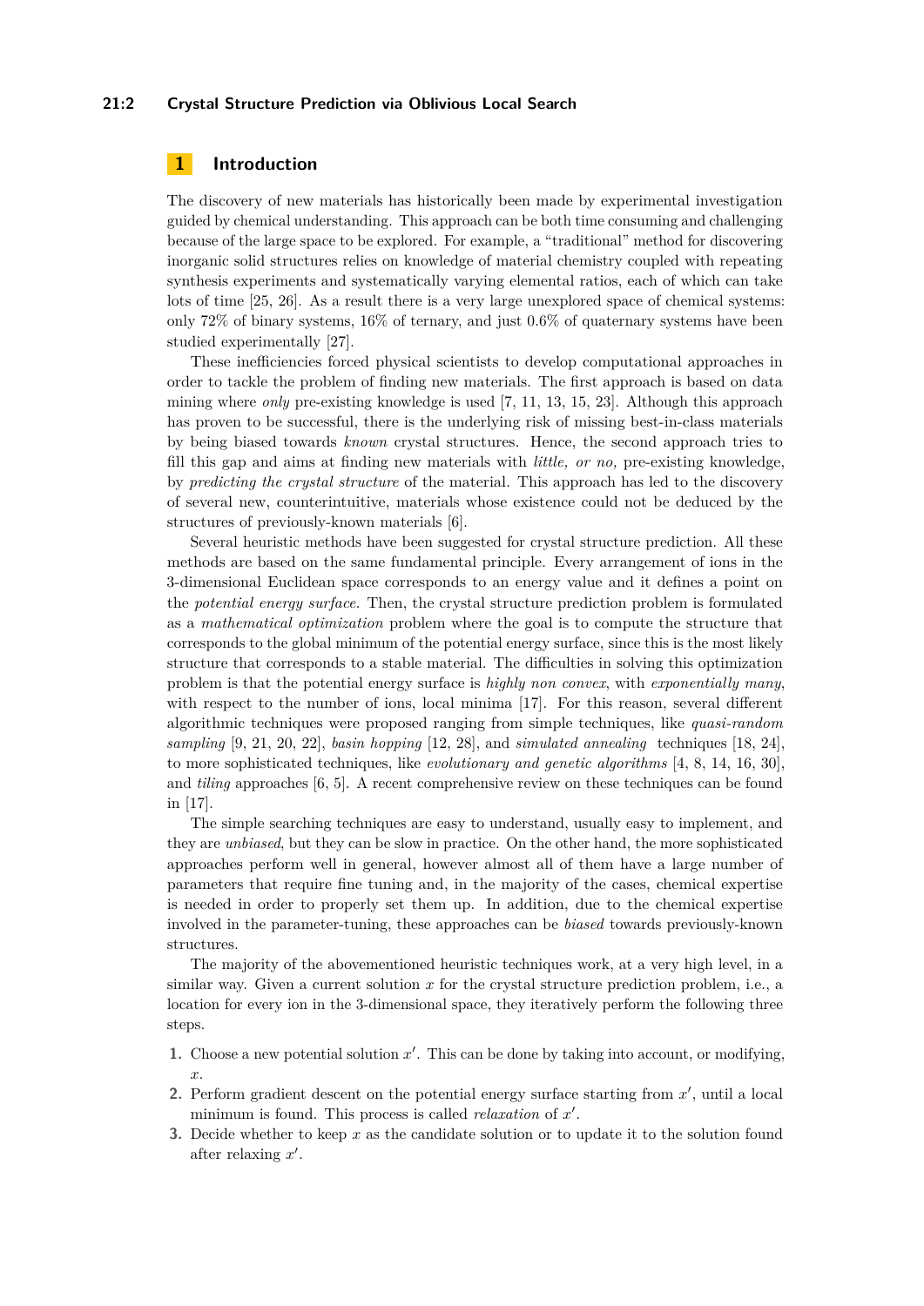## 1 Introduction

The discovery of new materials has historically been made by experimental investigation guided by chemical understanding. This approach can be both time consuming and challenging because of the large space to be explored. For example, a "traditional" method for discovering inorganic solid structures relies on knowledge of material chemistry coupled with repeating synthesis experiments and systematically varying elemental ratios, each of which can take lots of time [25, 26]. As a result there is a very large unexplored space of chemical systems: only 72% of binary systems, 16% of ternary, and just 0.6% of quaternary systems have been studied experimentally [27].

These inefficiencies forced physical scientists to develop computational approaches in order to tackle the problem of finding new materials. The first approach is based on data mining where *only* pre-existing knowledge is used [7, 11, 13, 15, 23]. Although this approach has proven to be successful, there is the underlying risk of missing best-in-class materials by being biased towards *known* crystal structures. Hence, the second approach tries to fill this gap and aims at finding new materials with *little, or no,* pre-existing knowledge, by *predicting the crystal structure* of the material. This approach has led to the discovery of several new, counterintuitive, materials whose existence could not be deduced by the structures of previously-known materials [6].

Several heuristic methods have been suggested for crystal structure prediction. All these methods are based on the same fundamental principle. Every arrangement of ions in the 3-dimensional Euclidean space corresponds to an energy value and it defines a point on the *potential energy surface*. Then, the crystal structure prediction problem is formulated as a *mathematical optimization* problem where the goal is to compute the structure that corresponds to the global minimum of the potential energy surface, since this is the most likely structure that corresponds to a stable material. The difficulties in solving this optimization problem is that the potential energy surface is *highly non convex*, with *exponentially many*, with respect to the number of ions, local minima [17]. For this reason, several different algorithmic techniques were proposed ranging from simple techniques, like *quasi-random sampling* [9, 21, 20, 22], *basin hopping* [12, 28], and *simulated annealing* techniques [18, 24], to more sophisticated techniques, like *evolutionary and genetic algorithms* [4, 8, 14, 16, 30], and *tiling* approaches [6, 5]. A recent comprehensive review on these techniques can be found in [17].

The simple searching techniques are easy to understand, usually easy to implement, and they are *unbiased*, but they can be slow in practice. On the other hand, the more sophisticated approaches perform well in general, however almost all of them have a large number of parameters that require fine tuning and, in the majority of the cases, chemical expertise is needed in order to properly set them up. In addition, due to the chemical expertise involved in the parameter-tuning, these approaches can be *biased* towards previously-known structures.

The majority of the abovementioned heuristic techniques work, at a very high level, in a similar way. Given a current solution $x$ for the crystal structure prediction problem, i.e., a location for every ion in the 3-dimensional space, they iteratively perform the following three steps.

1. Choose a new potential solution $x'$. This can be done by taking into account, or modifying, $x$.
2. Perform gradient descent on the potential energy surface starting from $x'$, until a local minimum is found. This process is called *relaxation* of $x'$.
3. Decide whether to keep $x$ as the candidate solution or to update it to the solution found after relaxing $x'$.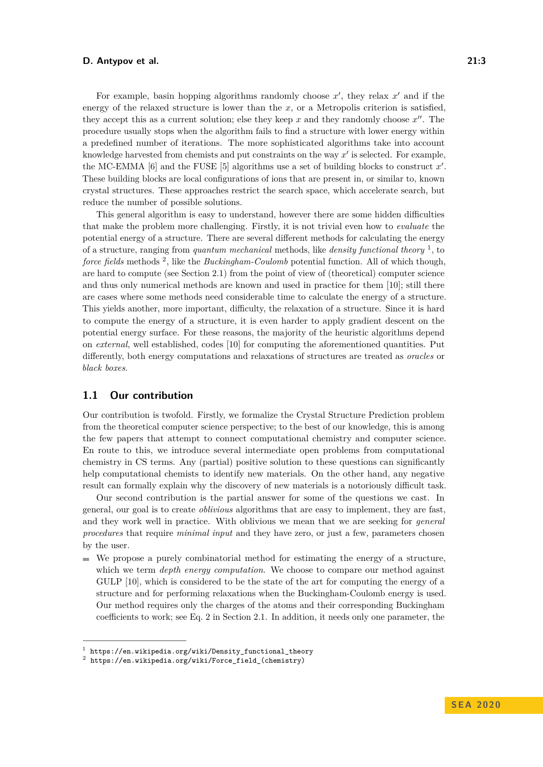For example, basin hopping algorithms randomly choose $x'$, they relax $x'$ and if the energy of the relaxed structure is lower than the $x$, or a Metropolis criterion is satisfied, they accept this as a current solution; else they keep $x$ and they randomly choose $x''$. The procedure usually stops when the algorithm fails to find a structure with lower energy within a predefined number of iterations. The more sophisticated algorithms take into account knowledge harvested from chemists and put constraints on the way $x'$ is selected. For example, the MC-EMMA [6] and the FUSE [5] algorithms use a set of building blocks to construct $x'$. These building blocks are local configurations of ions that are present in, or similar to, known crystal structures. These approaches restrict the search space, which accelerate search, but reduce the number of possible solutions.

This general algorithm is easy to understand, however there are some hidden difficulties that make the problem more challenging. Firstly, it is not trivial even how to *evaluate* the potential energy of a structure. There are several different methods for calculating the energy of a structure, ranging from *quantum mechanical* methods, like *density functional theory* [1], to *force fields* methods [2], like the *Buckingham-Coulomb* potential function. All of which though, are hard to compute (see Section 2.1) from the point of view of (theoretical) computer science and thus only numerical methods are known and used in practice for them [10]; still there are cases where some methods need considerable time to calculate the energy of a structure. This yields another, more important, difficulty, the relaxation of a structure. Since it is hard to compute the energy of a structure, it is even harder to apply gradient descent on the potential energy surface. For these reasons, the majority of the heuristic algorithms depend on *external*, well established, codes [10] for computing the aforementioned quantities. Put differently, both energy computations and relaxations of structures are treated as *oracles* or *black boxes*.

## 1.1 Our contribution

Our contribution is twofold. Firstly, we formalize the Crystal Structure Prediction problem from the theoretical computer science perspective; to the best of our knowledge, this is among the few papers that attempt to connect computational chemistry and computer science. En route to this, we introduce several intermediate open problems from computational chemistry in CS terms. Any (partial) positive solution to these questions can significantly help computational chemists to identify new materials. On the other hand, any negative result can formally explain why the discovery of new materials is a notoriously difficult task.

Our second contribution is the partial answer for some of the questions we cast. In general, our goal is to create *oblivious* algorithms that are easy to implement, they are fast, and they work well in practice. With oblivious we mean that we are seeking for *general procedures* that require *minimal input* and they have zero, or just a few, parameters chosen by the user.

- We propose a purely combinatorial method for estimating the energy of a structure, which we term *depth energy computation*. We choose to compare our method against GULP [10], which is considered to be the state of the art for computing the energy of a structure and for performing relaxations when the Buckingham-Coulomb energy is used. Our method requires only the charges of the atoms and their corresponding Buckingham coefficients to work; see Eq. 2 in Section 2.1. In addition, it needs only one parameter, the

[1] https://en.wikipedia.org/wiki/Density_functional_theory
[2] https://en.wikipedia.org/wiki/Force_field_(chemistry)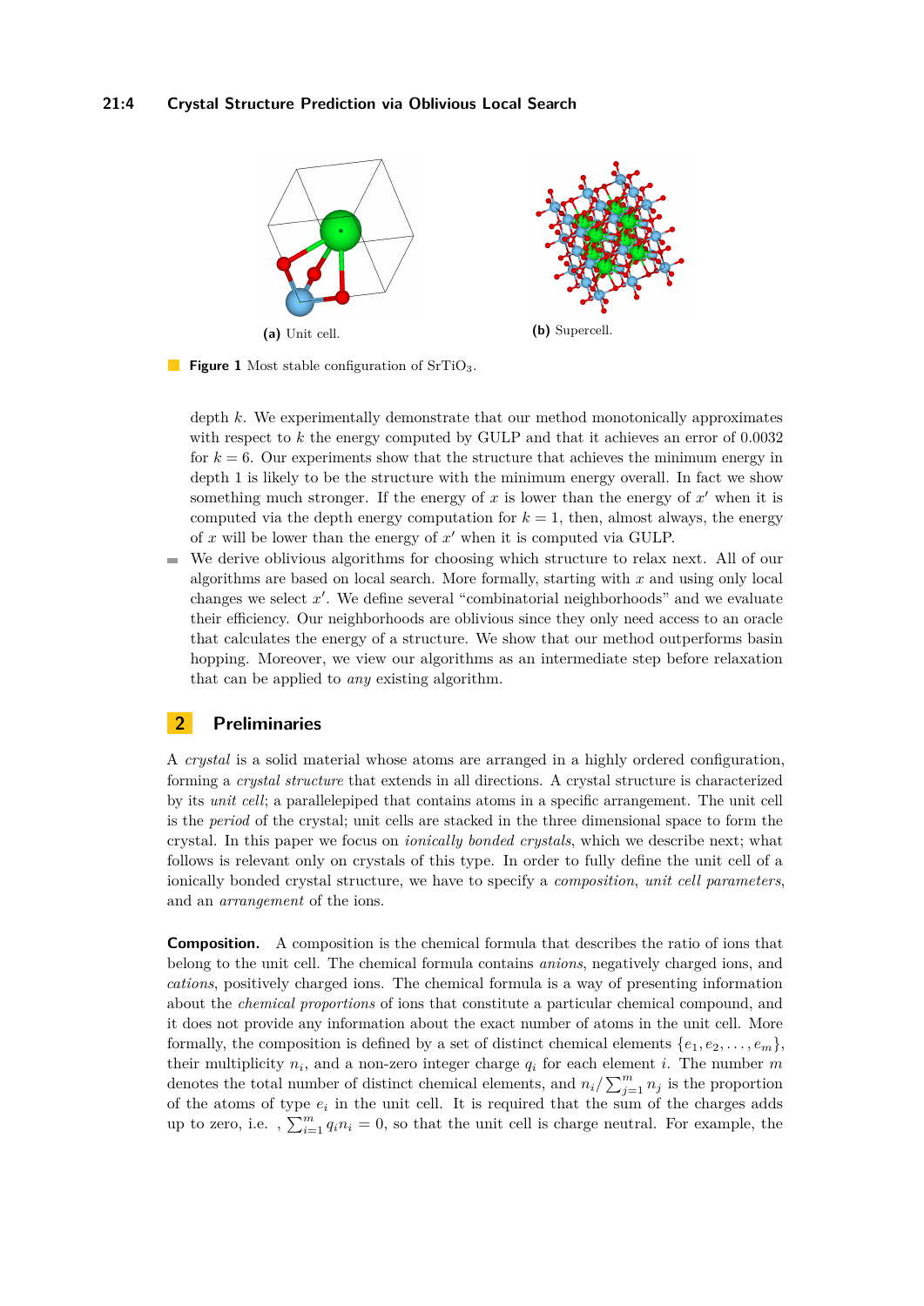(a) Unit cell.

(b) Supercell.

**Figure 1** Most stable configuration of $SrTiO_3$.

depth $k$. We experimentally demonstrate that our method monotonically approximates with respect to $k$ the energy computed by GULP and that it achieves an error of 0.0032 for $k = 6$. Our experiments show that the structure that achieves the minimum energy in depth 1 is likely to be the structure with the minimum energy overall. In fact we show something much stronger. If the energy of $x$ is lower than the energy of $x'$ when it is computed via the depth energy computation for $k = 1$, then, almost always, the energy of $x$ will be lower than the energy of $x'$ when it is computed via GULP.

- We derive oblivious algorithms for choosing which structure to relax next. All of our algorithms are based on local search. More formally, starting with $x$ and using only local changes we select $x'$. We define several "combinatorial neighborhoods" and we evaluate their efficiency. Our neighborhoods are oblivious since they only need access to an oracle that calculates the energy of a structure. We show that our method outperforms basin hopping. Moreover, we view our algorithms as an intermediate step before relaxation that can be applied to *any* existing algorithm.

## 2 Preliminaries

A *crystal* is a solid material whose atoms are arranged in a highly ordered configuration, forming a *crystal structure* that extends in all directions. A crystal structure is characterized by its *unit cell*; a parallelepiped that contains atoms in a specific arrangement. The unit cell is the *period* of the crystal; unit cells are stacked in the three dimensional space to form the crystal. In this paper we focus on *ionically bonded crystals*, which we describe next; what follows is relevant only on crystals of this type. In order to fully define the unit cell of a ionically bonded crystal structure, we have to specify a *composition*, *unit cell parameters*, and an *arrangement* of the ions.

**Composition.** A composition is the chemical formula that describes the ratio of ions that belong to the unit cell. The chemical formula contains *anions*, negatively charged ions, and *cations*, positively charged ions. The chemical formula is a way of presenting information about the *chemical proportions* of ions that constitute a particular chemical compound, and it does not provide any information about the exact number of atoms in the unit cell. More formally, the composition is defined by a set of distinct chemical elements $\{e_1, e_2, \ldots, e_m\}$, their multiplicity $n_i$, and a non-zero integer charge $q_i$ for each element $i$. The number $m$ denotes the total number of distinct chemical elements, and $n_i / \sum_{j=1}^{m} n_j$ is the proportion of the atoms of type $e_i$ in the unit cell. It is required that the sum of the charges adds up to zero, i.e. , $\sum_{i=1}^{m} q_i n_i = 0$, so that the unit cell is charge neutral. For example, the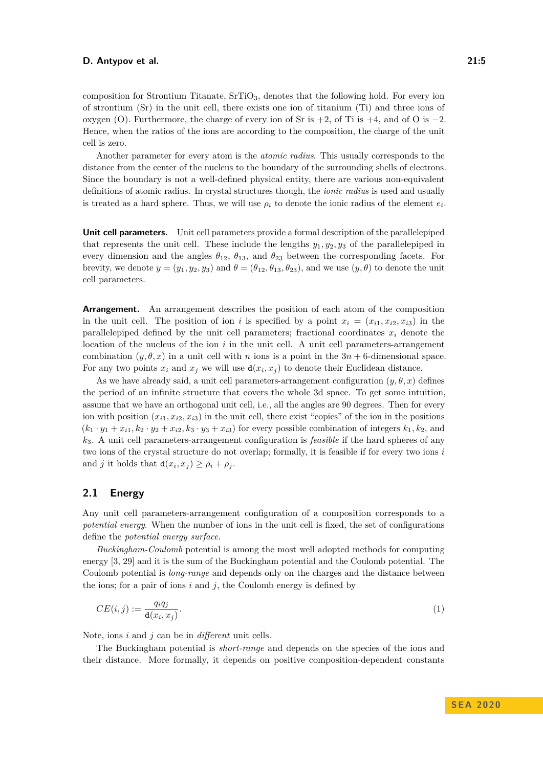composition for Strontium Titanate, $SrTiO_3$, denotes that the following hold. For every ion of strontium (Sr) in the unit cell, there exists one ion of titanium (Ti) and three ions of oxygen (O). Furthermore, the charge of every ion of Sr is $+2$, of Ti is $+4$, and of O is $-2$. Hence, when the ratios of the ions are according to the composition, the charge of the unit cell is zero.

Another parameter for every atom is the *atomic radius*. This usually corresponds to the distance from the center of the nucleus to the boundary of the surrounding shells of electrons. Since the boundary is not a well-defined physical entity, there are various non-equivalent definitions of atomic radius. In crystal structures though, the *ionic radius* is used and usually is treated as a hard sphere. Thus, we will use $\rho_i$ to denote the ionic radius of the element $e_i$.

**Unit cell parameters.** Unit cell parameters provide a formal description of the parallelepiped that represents the unit cell. These include the lengths $y_1, y_2, y_3$ of the parallelepiped in every dimension and the angles $\theta_{12}$, $\theta_{13}$, and $\theta_{23}$ between the corresponding facets. For brevity, we denote $y = (y_1, y_2, y_3)$ and $\theta = (\theta_{12}, \theta_{13}, \theta_{23})$, and we use $(y, \theta)$ to denote the unit cell parameters.

**Arrangement.** An arrangement describes the position of each atom of the composition in the unit cell. The position of ion $i$ is specified by a point $x_i = (x_{i1}, x_{i2}, x_{i3})$ in the parallelepiped defined by the unit cell parameters; fractional coordinates $x_i$ denote the location of the nucleus of the ion $i$ in the unit cell. A unit cell parameters-arrangement combination $(y, \theta, x)$ in a unit cell with $n$ ions is a point in the $3n + 6$-dimensional space. For any two points $x_i$ and $x_j$ we will use $\mathtt{d}(x_i, x_j)$ to denote their Euclidean distance.

As we have already said, a unit cell parameters-arrangement configuration $(y, \theta, x)$ defines the period of an infinite structure that covers the whole 3d space. To get some intuition, assume that we have an orthogonal unit cell, i.e., all the angles are 90 degrees. Then for every ion with position $(x_{i1}, x_{i2}, x_{i3})$ in the unit cell, there exist "copies" of the ion in the positions $(k_1 \cdot y_1 + x_{i1}, k_2 \cdot y_2 + x_{i2}, k_3 \cdot y_3 + x_{i3})$ for every possible combination of integers $k_1, k_2$, and $k_3$. A unit cell parameters-arrangement configuration is *feasible* if the hard spheres of any two ions of the crystal structure do not overlap; formally, it is feasible if for every two ions $i$ and $j$ it holds that $\mathtt{d}(x_i, x_j) \geq \rho_i + \rho_j$.

## 2.1 Energy

Any unit cell parameters-arrangement configuration of a composition corresponds to a *potential energy*. When the number of ions in the unit cell is fixed, the set of configurations define the *potential energy surface*.

*Buckingham-Coulomb* potential is among the most well adopted methods for computing energy [3, 29] and it is the sum of the Buckingham potential and the Coulomb potential. The Coulomb potential is *long-range* and depends only on the charges and the distance between the ions; for a pair of ions $i$ and $j$, the Coulomb energy is defined by

$$CE(i, j) := \frac{q_i q_j}{\mathtt{d}(x_i, x_j)}. \tag{1}$$

Note, ions $i$ and $j$ can be in *different* unit cells.

The Buckingham potential is *short-range* and depends on the species of the ions and their distance. More formally, it depends on positive composition-dependent constants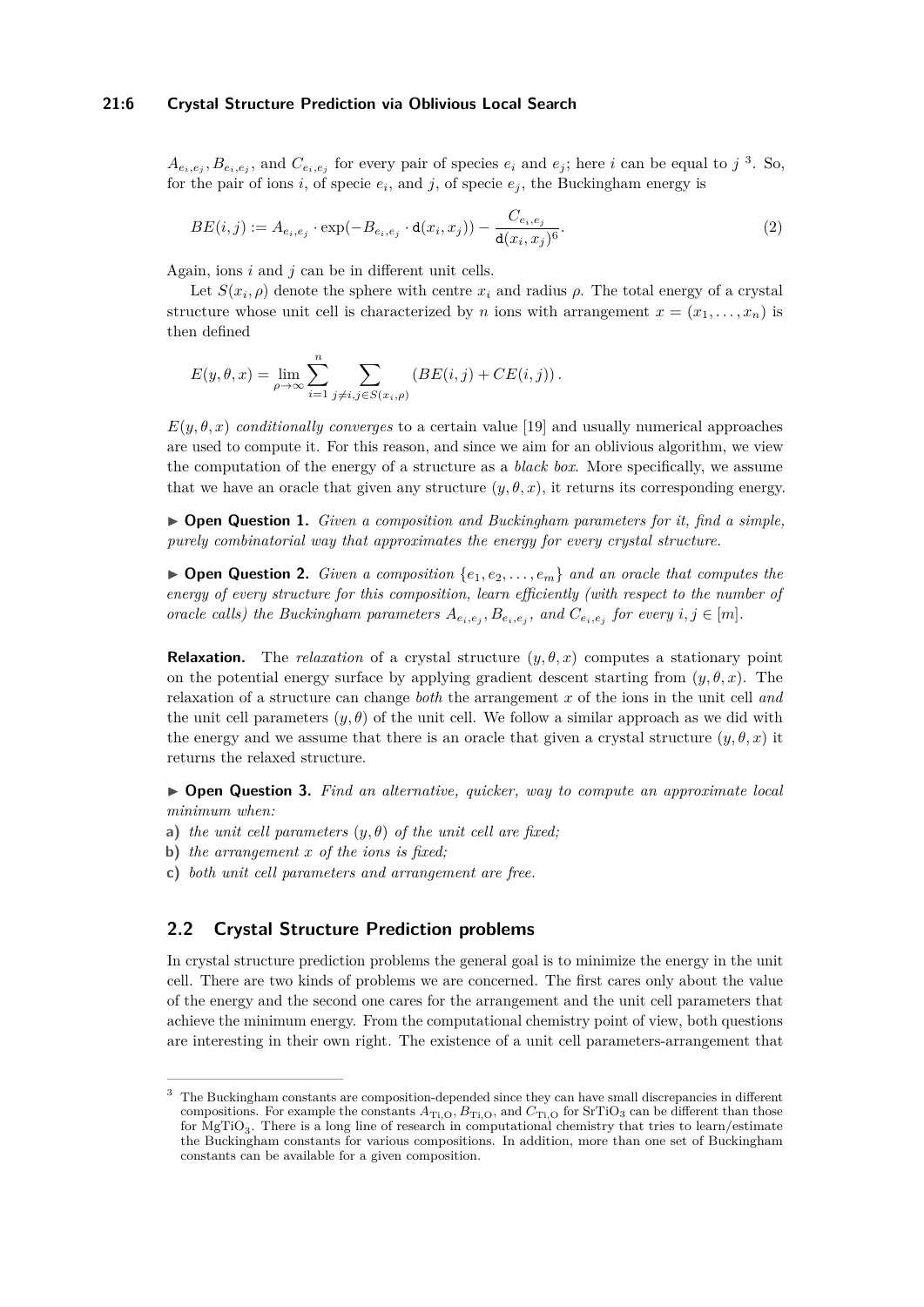$A_{e_i,e_j}, B_{e_i,e_j}$, and $C_{e_i,e_j}$ for every pair of species $e_i$ and $e_j$; here $i$ can be equal to $j$ [3]. So, for the pair of ions $i$, of specie $e_i$, and $j$, of specie $e_j$, the Buckingham energy is

$$BE(i,j) := A_{e_i,e_j} \cdot \exp(-B_{e_i,e_j} \cdot \mathtt{d}(x_i, x_j)) - \frac{C_{e_i,e_j}}{\mathtt{d}(x_i, x_j)^6}. \tag{2}$$

Again, ions $i$ and $j$ can be in different unit cells.

Let $S(x_i, \rho)$ denote the sphere with centre $x_i$ and radius $\rho$. The total energy of a crystal structure whose unit cell is characterized by $n$ ions with arrangement $x = (x_1, \dots, x_n)$ is then defined

$$E(y, \theta, x) = \lim_{\rho \to \infty} \sum_{i=1}^{n} \sum_{j \neq i, j \in S(x_i, \rho)} (BE(i,j) + CE(i,j)).$$

$E(y, \theta, x)$ *conditionally converges* to a certain value [19] and usually numerical approaches are used to compute it. For this reason, and since we aim for an oblivious algorithm, we view the computation of the energy of a structure as a *black box*. More specifically, we assume that we have an oracle that given any structure $(y, \theta, x)$, it returns its corresponding energy.

▶ **Open Question 1.** *Given a composition and Buckingham parameters for it, find a simple, purely combinatorial way that approximates the energy for every crystal structure.*

▶ **Open Question 2.** *Given a composition $\{e_1, e_2, \dots, e_m\}$ and an oracle that computes the energy of every structure for this composition, learn efficiently (with respect to the number of oracle calls) the Buckingham parameters $A_{e_i,e_j}, B_{e_i,e_j}$, and $C_{e_i,e_j}$ for every $i, j \in [m]$.*

**Relaxation.** The *relaxation* of a crystal structure $(y, \theta, x)$ computes a stationary point on the potential energy surface by applying gradient descent starting from $(y, \theta, x)$. The relaxation of a structure can change *both* the arrangement $x$ of the ions in the unit cell *and* the unit cell parameters $(y, \theta)$ of the unit cell. We follow a similar approach as we did with the energy and we assume that there is an oracle that given a crystal structure $(y, \theta, x)$ it returns the relaxed structure.

▶ **Open Question 3.** *Find an alternative, quicker, way to compute an approximate local minimum when:*

**a)** *the unit cell parameters $(y, \theta)$ of the unit cell are fixed;*
**b)** *the arrangement $x$ of the ions is fixed;*
**c)** *both unit cell parameters and arrangement are free.*

## 2.2 Crystal Structure Prediction problems

In crystal structure prediction problems the general goal is to minimize the energy in the unit cell. There are two kinds of problems we are concerned. The first cares only about the value of the energy and the second one cares for the arrangement and the unit cell parameters that achieve the minimum energy. From the computational chemistry point of view, both questions are interesting in their own right. The existence of a unit cell parameters-arrangement that

---

[3] The Buckingham constants are composition-depended since they can have small discrepancies in different compositions. For example the constants $A_{\mathrm{Ti,O}}, B_{\mathrm{Ti,O}}$, and $C_{\mathrm{Ti,O}}$ for $SrTiO_3$ can be different than those for $MgTiO_3$. There is a long line of research in computational chemistry that tries to learn/estimate the Buckingham constants for various compositions. In addition, more than one set of Buckingham constants can be available for a given composition.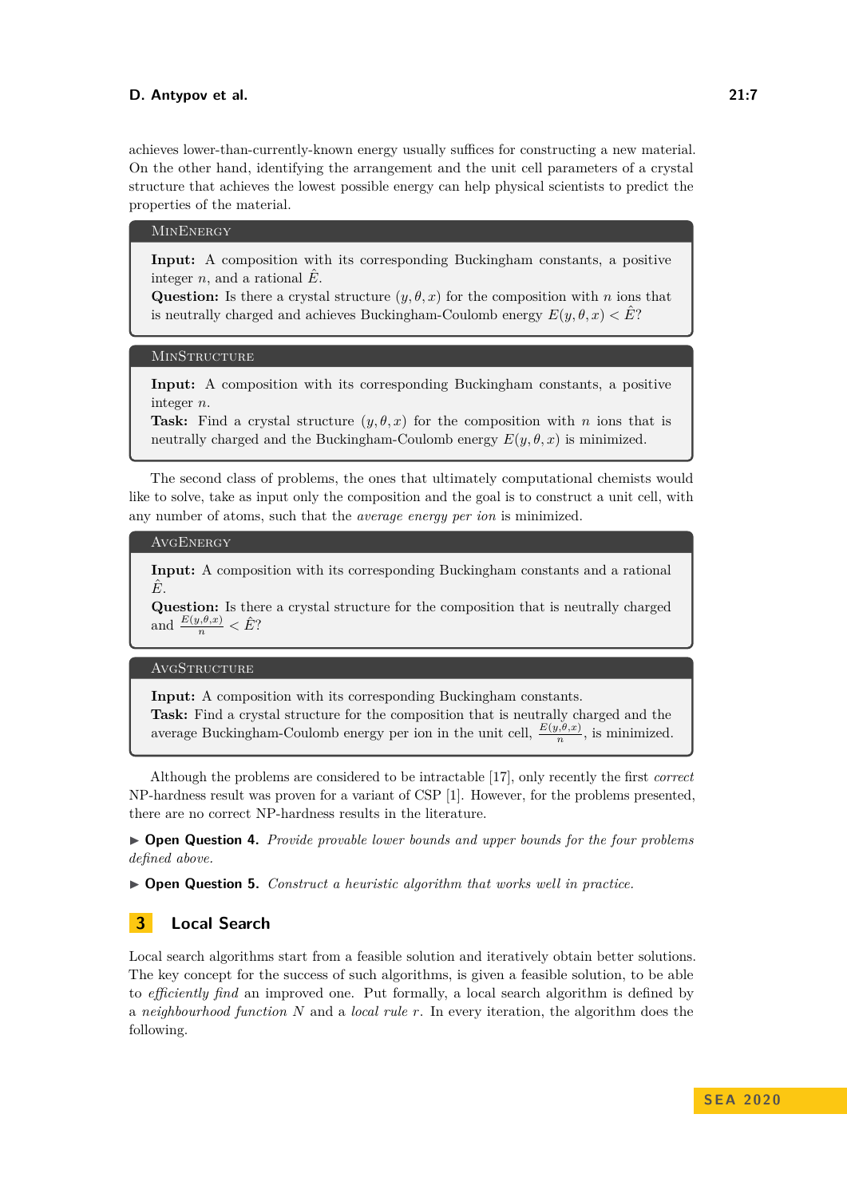achieves lower-than-currently-known energy usually suffices for constructing a new material. On the other hand, identifying the arrangement and the unit cell parameters of a crystal structure that achieves the lowest possible energy can help physical scientists to predict the properties of the material.

**MinEnergy**

**Input:** A composition with its corresponding Buckingham constants, a positive integer $n$, and a rational $\hat{E}$.
**Question:** Is there a crystal structure $(y, \theta, x)$ for the composition with $n$ ions that is neutrally charged and achieves Buckingham-Coulomb energy $E(y, \theta, x) < \hat{E}$?

**MinStructure**

**Input:** A composition with its corresponding Buckingham constants, a positive integer $n$.
**Task:** Find a crystal structure $(y, \theta, x)$ for the composition with $n$ ions that is neutrally charged and the Buckingham-Coulomb energy $E(y, \theta, x)$ is minimized.

The second class of problems, the ones that ultimately computational chemists would like to solve, take as input only the composition and the goal is to construct a unit cell, with any number of atoms, such that the *average energy per ion* is minimized.

**AvgEnergy**

**Input:** A composition with its corresponding Buckingham constants and a rational $\hat{E}$.
**Question:** Is there a crystal structure for the composition that is neutrally charged and $\frac{E(y,\theta,x)}{n} < \hat{E}$?

**AvgStructure**

**Input:** A composition with its corresponding Buckingham constants.
**Task:** Find a crystal structure for the composition that is neutrally charged and the average Buckingham-Coulomb energy per ion in the unit cell, $\frac{E(y,\theta,x)}{n}$, is minimized.

Although the problems are considered to be intractable [17], only recently the first *correct* NP-hardness result was proven for a variant of CSP [1]. However, for the problems presented, there are no correct NP-hardness results in the literature.

▶ **Open Question 4.** *Provide provable lower bounds and upper bounds for the four problems defined above.*

▶ **Open Question 5.** *Construct a heuristic algorithm that works well in practice.*

## 3 Local Search

Local search algorithms start from a feasible solution and iteratively obtain better solutions. The key concept for the success of such algorithms, is given a feasible solution, to be able to *efficiently find* an improved one. Put formally, a local search algorithm is defined by a *neighbourhood function* $N$ and a *local rule* $r$. In every iteration, the algorithm does the following.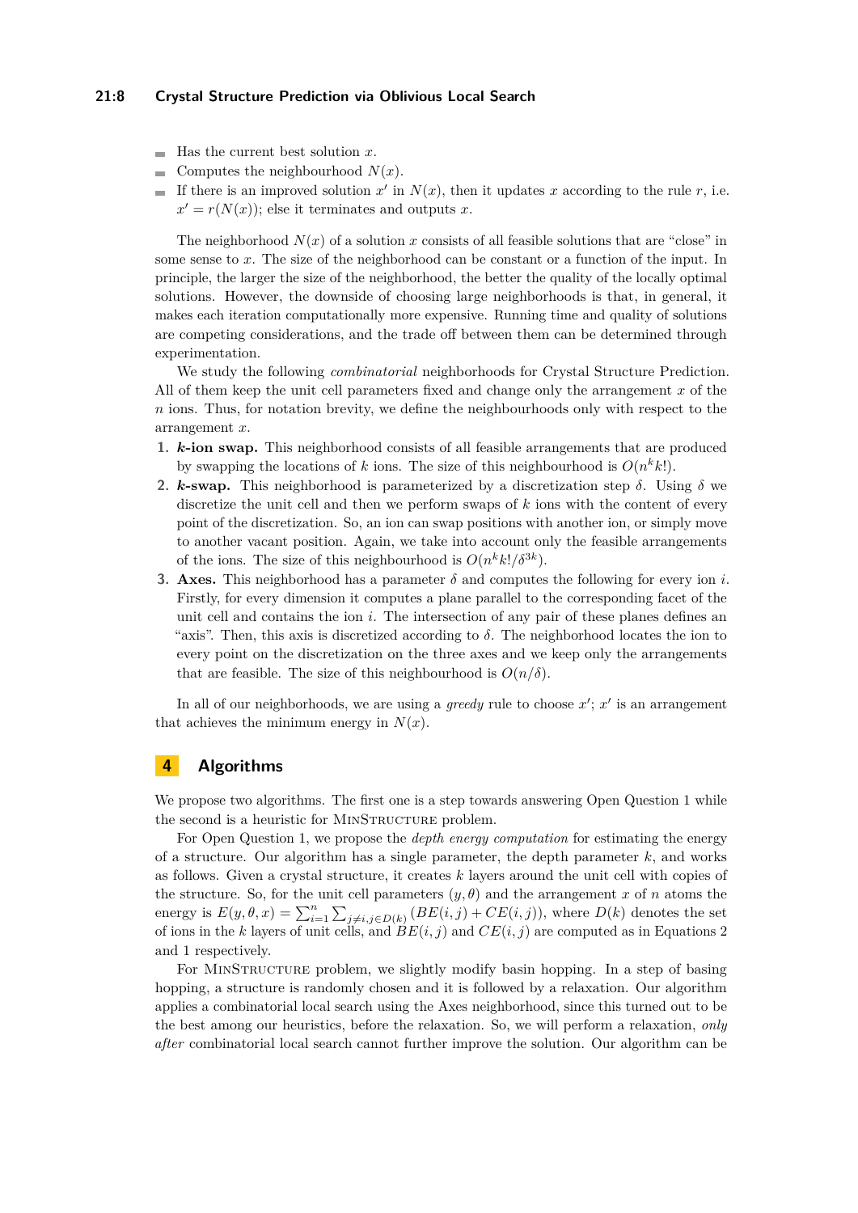- Has the current best solution $x$.
- Computes the neighbourhood $N(x)$.
- If there is an improved solution $x'$ in $N(x)$, then it updates $x$ according to the rule $r$, i.e. $x' = r(N(x))$; else it terminates and outputs $x$.

The neighborhood $N(x)$ of a solution $x$ consists of all feasible solutions that are "close" in some sense to $x$. The size of the neighborhood can be constant or a function of the input. In principle, the larger the size of the neighborhood, the better the quality of the locally optimal solutions. However, the downside of choosing large neighborhoods is that, in general, it makes each iteration computationally more expensive. Running time and quality of solutions are competing considerations, and the trade off between them can be determined through experimentation.

We study the following *combinatorial* neighborhoods for Crystal Structure Prediction. All of them keep the unit cell parameters fixed and change only the arrangement $x$ of the $n$ ions. Thus, for notation brevity, we define the neighbourhoods only with respect to the arrangement $x$.

1. ***k*-ion swap.** This neighborhood consists of all feasible arrangements that are produced by swapping the locations of $k$ ions. The size of this neighbourhood is $O(n^k k!)$.
2. ***k*-swap.** This neighborhood is parameterized by a discretization step $\delta$. Using $\delta$ we discretize the unit cell and then we perform swaps of $k$ ions with the content of every point of the discretization. So, an ion can swap positions with another ion, or simply move to another vacant position. Again, we take into account only the feasible arrangements of the ions. The size of this neighbourhood is $O(n^k k!/\delta^{3k})$.
3. **Axes.** This neighborhood has a parameter $\delta$ and computes the following for every ion $i$. Firstly, for every dimension it computes a plane parallel to the corresponding facet of the unit cell and contains the ion $i$. The intersection of any pair of these planes defines an "axis". Then, this axis is discretized according to $\delta$. The neighborhood locates the ion to every point on the discretization on the three axes and we keep only the arrangements that are feasible. The size of this neighbourhood is $O(n/\delta)$.

In all of our neighborhoods, we are using a *greedy* rule to choose $x'$; $x'$ is an arrangement that achieves the minimum energy in $N(x)$.

# 4 Algorithms

We propose two algorithms. The first one is a step towards answering Open Question 1 while the second is a heuristic for MinStructure problem.

For Open Question 1, we propose the *depth energy computation* for estimating the energy of a structure. Our algorithm has a single parameter, the depth parameter $k$, and works as follows. Given a crystal structure, it creates $k$ layers around the unit cell with copies of the structure. So, for the unit cell parameters $(y, \theta)$ and the arrangement $x$ of $n$ atoms the energy is $E(y, \theta, x) = \sum_{i=1}^{n} \sum_{j \neq i, j \in D(k)} (BE(i,j) + CE(i,j))$, where $D(k)$ denotes the set of ions in the $k$ layers of unit cells, and $BE(i,j)$ and $CE(i,j)$ are computed as in Equations 2 and 1 respectively.

For MinStructure problem, we slightly modify basin hopping. In a step of basing hopping, a structure is randomly chosen and it is followed by a relaxation. Our algorithm applies a combinatorial local search using the Axes neighborhood, since this turned out to be the best among our heuristics, before the relaxation. So, we will perform a relaxation, *only after* combinatorial local search cannot further improve the solution. Our algorithm can be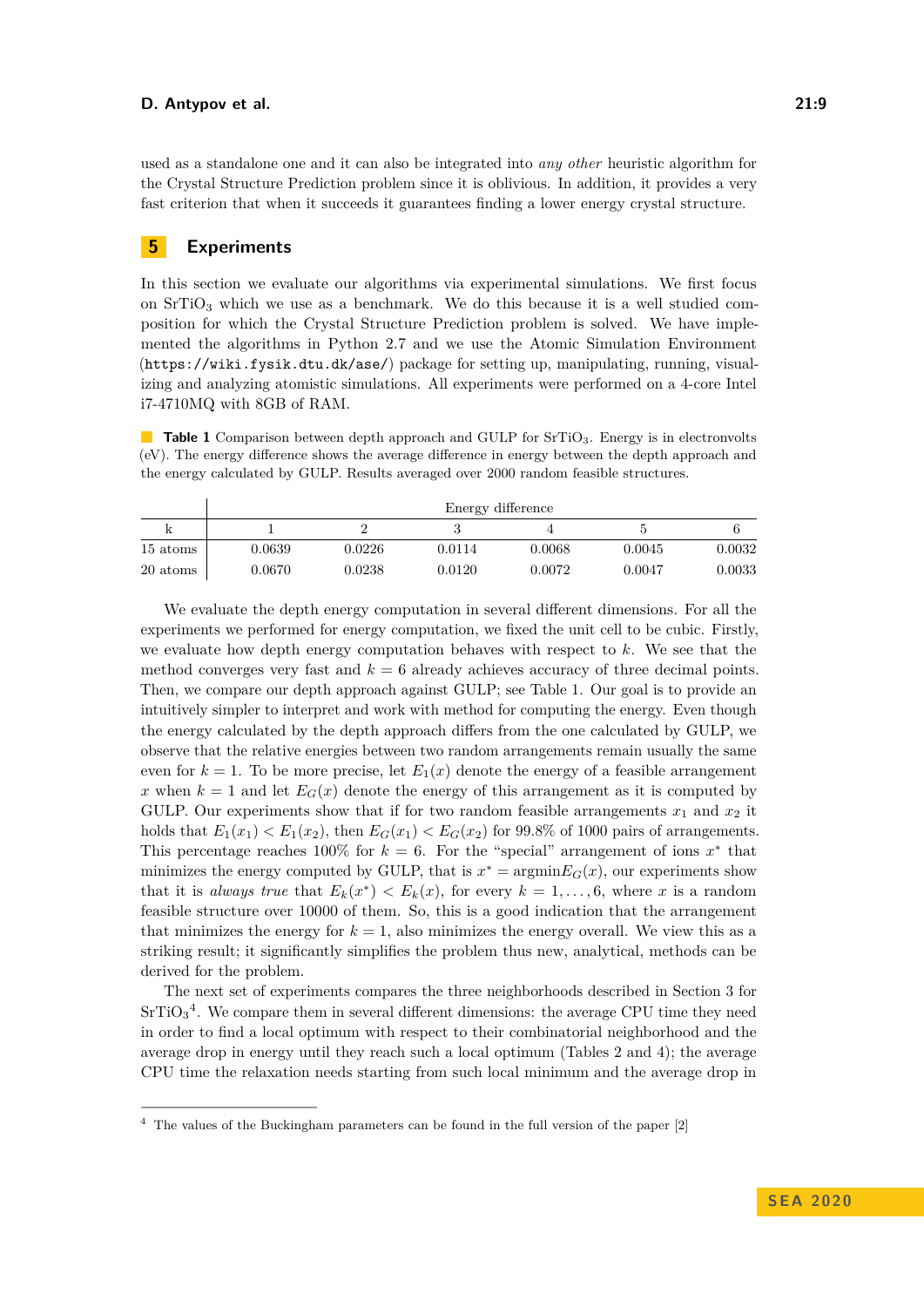used as a standalone one and it can also be integrated into *any other* heuristic algorithm for the Crystal Structure Prediction problem since it is oblivious. In addition, it provides a very fast criterion that when it succeeds it guarantees finding a lower energy crystal structure.

## 5 Experiments

In this section we evaluate our algorithms via experimental simulations. We first focus on $SrTiO_3$ which we use as a benchmark. We do this because it is a well studied composition for which the Crystal Structure Prediction problem is solved. We have implemented the algorithms in Python 2.7 and we use the Atomic Simulation Environment (`https://wiki.fysik.dtu.dk/ase/`) package for setting up, manipulating, running, visualizing and analyzing atomistic simulations. All experiments were performed on a 4-core Intel i7-4710MQ with 8GB of RAM.

**Table 1** Comparison between depth approach and GULP for $SrTiO_3$. Energy is in electronvolts (eV). The energy difference shows the average difference in energy between the depth approach and the energy calculated by GULP. Results averaged over 2000 random feasible structures.

| | Energy difference | | | | | |
|---|---|---|---|---|---|---|
| k | 1 | 2 | 3 | 4 | 5 | 6 |
| 15 atoms | 0.0639 | 0.0226 | 0.0114 | 0.0068 | 0.0045 | 0.0032 |
| 20 atoms | 0.0670 | 0.0238 | 0.0120 | 0.0072 | 0.0047 | 0.0033 |

We evaluate the depth energy computation in several different dimensions. For all the experiments we performed for energy computation, we fixed the unit cell to be cubic. Firstly, we evaluate how depth energy computation behaves with respect to $k$. We see that the method converges very fast and $k = 6$ already achieves accuracy of three decimal points. Then, we compare our depth approach against GULP; see Table 1. Our goal is to provide an intuitively simpler to interpret and work with method for computing the energy. Even though the energy calculated by the depth approach differs from the one calculated by GULP, we observe that the relative energies between two random arrangements remain usually the same even for $k = 1$. To be more precise, let $E_1(x)$ denote the energy of a feasible arrangement $x$ when $k = 1$ and let $E_G(x)$ denote the energy of this arrangement as it is computed by GULP. Our experiments show that if for two random feasible arrangements $x_1$ and $x_2$ it holds that $E_1(x_1) < E_1(x_2)$, then $E_G(x_1) < E_G(x_2)$ for 99.8% of 1000 pairs of arrangements. This percentage reaches 100% for $k = 6$. For the "special" arrangement of ions $x^*$ that minimizes the energy computed by GULP, that is $x^* = \text{argmin} E_G(x)$, our experiments show that it is *always true* that $E_k(x^*) < E_k(x)$, for every $k = 1, \ldots, 6$, where $x$ is a random feasible structure over 10000 of them. So, this is a good indication that the arrangement that minimizes the energy for $k = 1$, also minimizes the energy overall. We view this as a striking result; it significantly simplifies the problem thus new, analytical, methods can be derived for the problem.

The next set of experiments compares the three neighborhoods described in Section 3 for $SrTiO_3$[4]. We compare them in several different dimensions: the average CPU time they need in order to find a local optimum with respect to their combinatorial neighborhood and the average drop in energy until they reach such a local optimum (Tables 2 and 4); the average CPU time the relaxation needs starting from such local minimum and the average drop in

[4] The values of the Buckingham parameters can be found in the full version of the paper [2]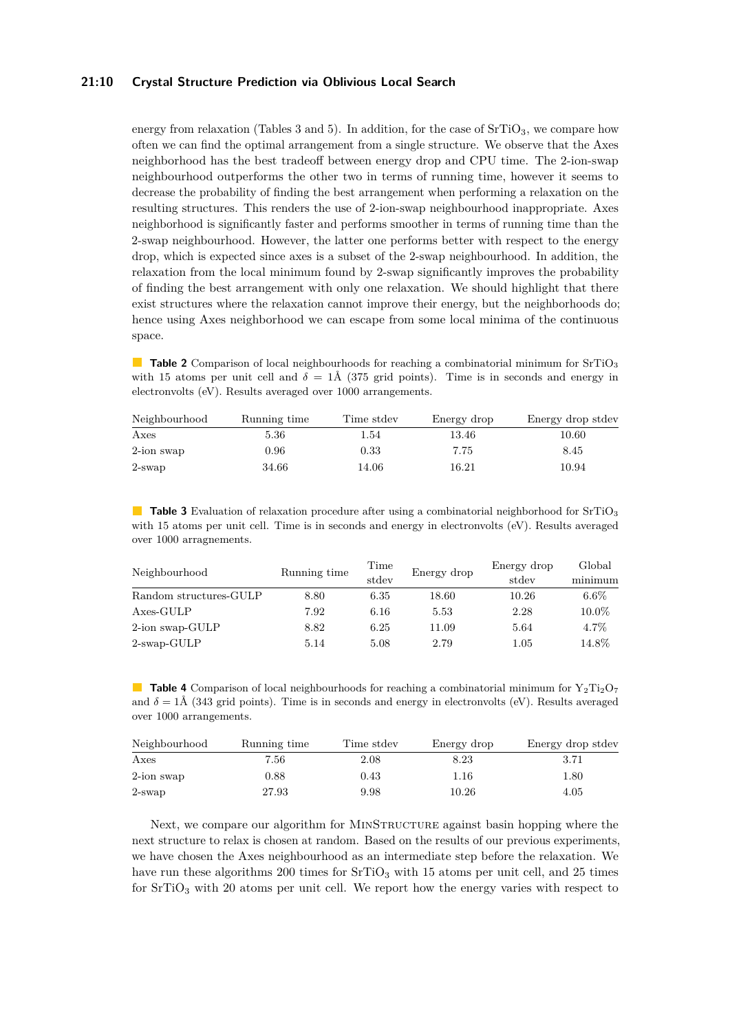energy from relaxation (Tables 3 and 5). In addition, for the case of $SrTiO_3$, we compare how often we can find the optimal arrangement from a single structure. We observe that the Axes neighborhood has the best tradeoff between energy drop and CPU time. The 2-ion-swap neighbourhood outperforms the other two in terms of running time, however it seems to decrease the probability of finding the best arrangement when performing a relaxation on the resulting structures. This renders the use of 2-ion-swap neighbourhood inappropriate. Axes neighborhood is significantly faster and performs smoother in terms of running time than the 2-swap neighbourhood. However, the latter one performs better with respect to the energy drop, which is expected since axes is a subset of the 2-swap neighbourhood. In addition, the relaxation from the local minimum found by 2-swap significantly improves the probability of finding the best arrangement with only one relaxation. We should highlight that there exist structures where the relaxation cannot improve their energy, but the neighborhoods do; hence using Axes neighborhood we can escape from some local minima of the continuous space.

**Table 2** Comparison of local neighbourhoods for reaching a combinatorial minimum for $SrTiO_3$ with 15 atoms per unit cell and $\delta = 1$Å (375 grid points). Time is in seconds and energy in electronvolts (eV). Results averaged over 1000 arrangements.

| Neighbourhood | Running time | Time stdev | Energy drop | Energy drop stdev |
|---|---|---|---|---|
| Axes | 5.36 | 1.54 | 13.46 | 10.60 |
| 2-ion swap | 0.96 | 0.33 | 7.75 | 8.45 |
| 2-swap | 34.66 | 14.06 | 16.21 | 10.94 |

**Table 3** Evaluation of relaxation procedure after using a combinatorial neighborhood for $SrTiO_3$ with 15 atoms per unit cell. Time is in seconds and energy in electronvolts (eV). Results averaged over 1000 arragnements.

| Neighbourhood | Running time | Time stdev | Energy drop | Energy drop stdev | Global minimum |
|---|---|---|---|---|---|
| Random structures-GULP | 8.80 | 6.35 | 18.60 | 10.26 | 6.6% |
| Axes-GULP | 7.92 | 6.16 | 5.53 | 2.28 | 10.0% |
| 2-ion swap-GULP | 8.82 | 6.25 | 11.09 | 5.64 | 4.7% |
| 2-swap-GULP | 5.14 | 5.08 | 2.79 | 1.05 | 14.8% |

**Table 4** Comparison of local neighbourhoods for reaching a combinatorial minimum for $Y_2Ti_2O_7$ and $\delta = 1$Å (343 grid points). Time is in seconds and energy in electronvolts (eV). Results averaged over 1000 arrangements.

| Neighbourhood | Running time | Time stdev | Energy drop | Energy drop stdev |
|---|---|---|---|---|
| Axes | 7.56 | 2.08 | 8.23 | 3.71 |
| 2-ion swap | 0.88 | 0.43 | 1.16 | 1.80 |
| 2-swap | 27.93 | 9.98 | 10.26 | 4.05 |

Next, we compare our algorithm for MinStructure against basin hopping where the next structure to relax is chosen at random. Based on the results of our previous experiments, we have chosen the Axes neighbourhood as an intermediate step before the relaxation. We have run these algorithms 200 times for $SrTiO_3$ with 15 atoms per unit cell, and 25 times for $SrTiO_3$ with 20 atoms per unit cell. We report how the energy varies with respect to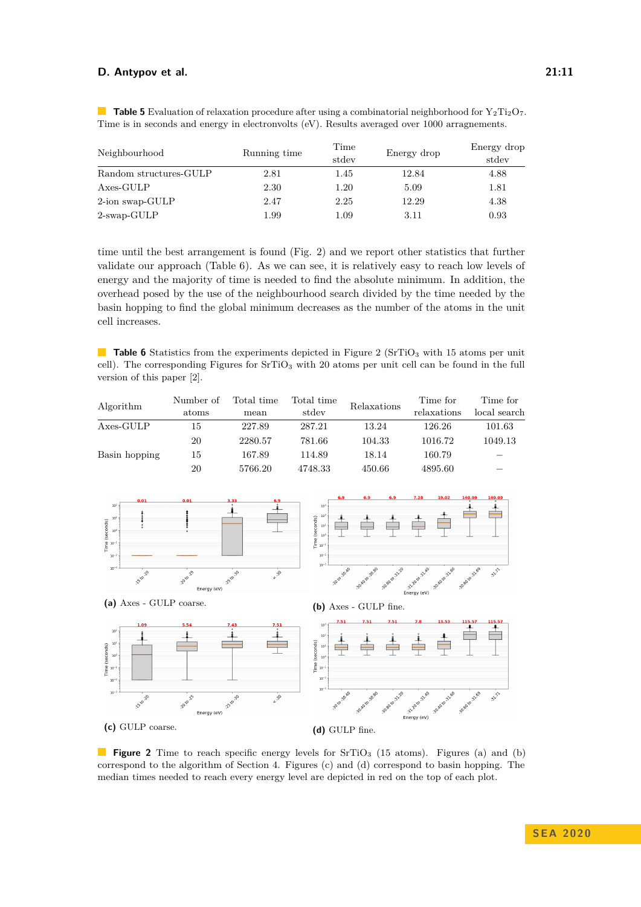**Table 5** Evaluation of relaxation procedure after using a combinatorial neighborhood for $Y_2Ti_2O_7$. Time is in seconds and energy in electronvolts (eV). Results averaged over 1000 arragnements.

| Neighbourhood | Running time | Time stdev | Energy drop | Energy drop stdev |
|---|---|---|---|---|
| Random structures-GULP | 2.81 | 1.45 | 12.84 | 4.88 |
| Axes-GULP | 2.30 | 1.20 | 5.09 | 1.81 |
| 2-ion swap-GULP | 2.47 | 2.25 | 12.29 | 4.38 |
| 2-swap-GULP | 1.99 | 1.09 | 3.11 | 0.93 |

time until the best arrangement is found (Fig. 2) and we report other statistics that further validate our approach (Table 6). As we can see, it is relatively easy to reach low levels of energy and the majority of time is needed to find the absolute minimum. In addition, the overhead posed by the use of the neighbourhood search divided by the time needed by the basin hopping to find the global minimum decreases as the number of the atoms in the unit cell increases.

**Table 6** Statistics from the experiments depicted in Figure 2 ($SrTiO_3$ with 15 atoms per unit cell). The corresponding Figures for $SrTiO_3$ with 20 atoms per unit cell can be found in the full version of this paper [2].

| Algorithm | Number of atoms | Total time mean | Total time stdev | Relaxations | Time for relaxations | Time for local search |
|---|---|---|---|---|---|---|
| Axes-GULP | 15 | 227.89 | 287.21 | 13.24 | 126.26 | 101.63 |
| | 20 | 2280.57 | 781.66 | 104.33 | 1016.72 | 1049.13 |
| Basin hopping | 15 | 167.89 | 114.89 | 18.14 | 160.79 | – |
| | 20 | 5766.20 | 4748.33 | 450.66 | 4895.60 | – |

**(a)** Axes - GULP coarse.

**(b)** Axes - GULP fine.

**(c)** GULP coarse.

**(d)** GULP fine.

**Figure 2** Time to reach specific energy levels for $SrTiO_3$ (15 atoms). Figures (a) and (b) correspond to the algorithm of Section 4. Figures (c) and (d) correspond to basin hopping. The median times needed to reach every energy level are depicted in red on the top of each plot.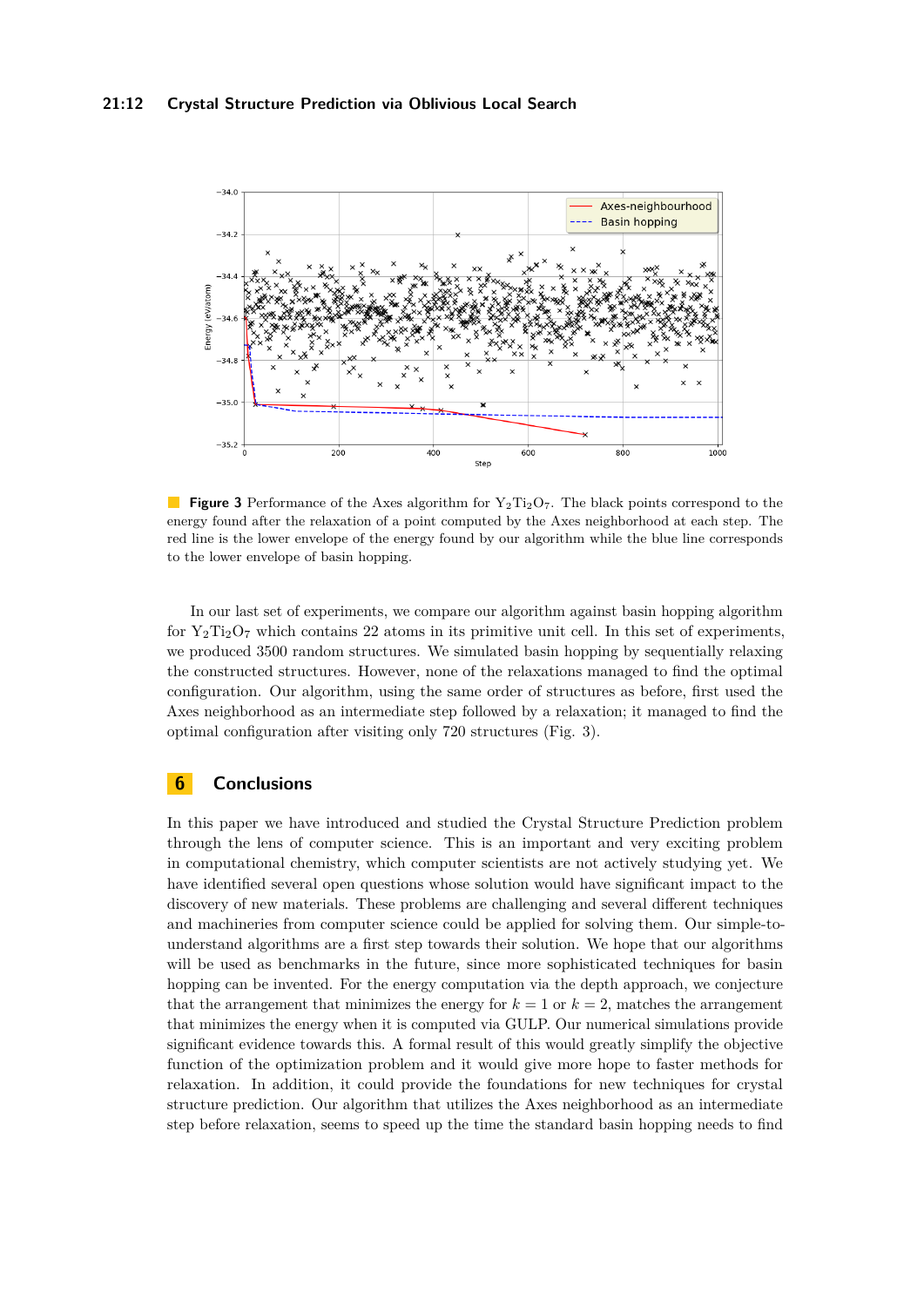**Figure 3** Performance of the Axes algorithm for $Y_2Ti_2O_7$. The black points correspond to the energy found after the relaxation of a point computed by the Axes neighborhood at each step. The red line is the lower envelope of the energy found by our algorithm while the blue line corresponds to the lower envelope of basin hopping.

In our last set of experiments, we compare our algorithm against basin hopping algorithm for $Y_2Ti_2O_7$ which contains 22 atoms in its primitive unit cell. In this set of experiments, we produced 3500 random structures. We simulated basin hopping by sequentially relaxing the constructed structures. However, none of the relaxations managed to find the optimal configuration. Our algorithm, using the same order of structures as before, first used the Axes neighborhood as an intermediate step followed by a relaxation; it managed to find the optimal configuration after visiting only 720 structures (Fig. 3).

## 6 Conclusions

In this paper we have introduced and studied the Crystal Structure Prediction problem through the lens of computer science. This is an important and very exciting problem in computational chemistry, which computer scientists are not actively studying yet. We have identified several open questions whose solution would have significant impact to the discovery of new materials. These problems are challenging and several different techniques and machineries from computer science could be applied for solving them. Our simple-to-understand algorithms are a first step towards their solution. We hope that our algorithms will be used as benchmarks in the future, since more sophisticated techniques for basin hopping can be invented. For the energy computation via the depth approach, we conjecture that the arrangement that minimizes the energy for $k = 1$ or $k = 2$, matches the arrangement that minimizes the energy when it is computed via GULP. Our numerical simulations provide significant evidence towards this. A formal result of this would greatly simplify the objective function of the optimization problem and it would give more hope to faster methods for relaxation. In addition, it could provide the foundations for new techniques for crystal structure prediction. Our algorithm that utilizes the Axes neighborhood as an intermediate step before relaxation, seems to speed up the time the standard basin hopping needs to find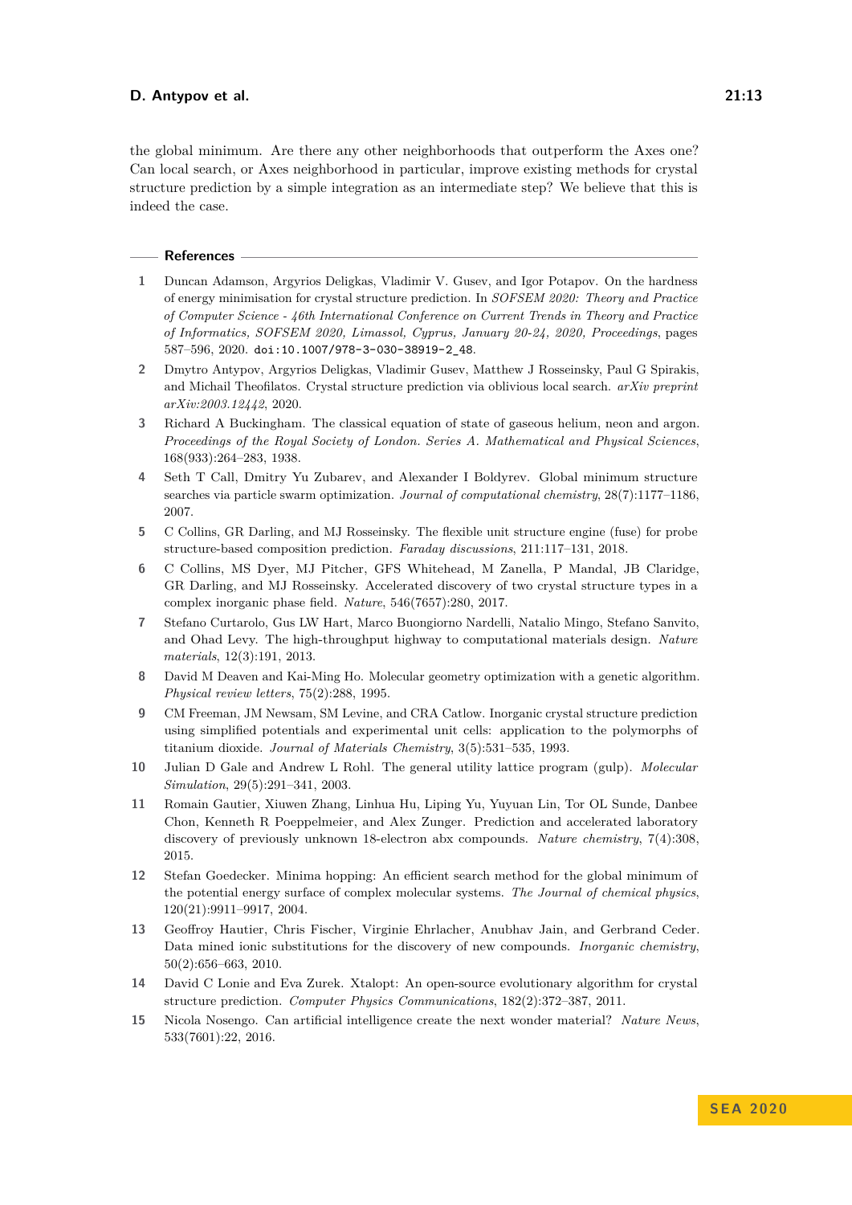the global minimum. Are there any other neighborhoods that outperform the Axes one? Can local search, or Axes neighborhood in particular, improve existing methods for crystal structure prediction by a simple integration as an intermediate step? We believe that this is indeed the case.

## References

1. Duncan Adamson, Argyrios Deligkas, Vladimir V. Gusev, and Igor Potapov. On the hardness of energy minimisation for crystal structure prediction. In *SOFSEM 2020: Theory and Practice of Computer Science - 46th International Conference on Current Trends in Theory and Practice of Informatics, SOFSEM 2020, Limassol, Cyprus, January 20-24, 2020, Proceedings*, pages 587–596, 2020. doi:10.1007/978-3-030-38919-2_48.
2. Dmytro Antypov, Argyrios Deligkas, Vladimir Gusev, Matthew J Rosseinsky, Paul G Spirakis, and Michail Theofilatos. Crystal structure prediction via oblivious local search. *arXiv preprint arXiv:2003.12442*, 2020.
3. Richard A Buckingham. The classical equation of state of gaseous helium, neon and argon. *Proceedings of the Royal Society of London. Series A. Mathematical and Physical Sciences*, 168(933):264–283, 1938.
4. Seth T Call, Dmitry Yu Zubarev, and Alexander I Boldyrev. Global minimum structure searches via particle swarm optimization. *Journal of computational chemistry*, 28(7):1177–1186, 2007.
5. C Collins, GR Darling, and MJ Rosseinsky. The flexible unit structure engine (fuse) for probe structure-based composition prediction. *Faraday discussions*, 211:117–131, 2018.
6. C Collins, MS Dyer, MJ Pitcher, GFS Whitehead, M Zanella, P Mandal, JB Claridge, GR Darling, and MJ Rosseinsky. Accelerated discovery of two crystal structure types in a complex inorganic phase field. *Nature*, 546(7657):280, 2017.
7. Stefano Curtarolo, Gus LW Hart, Marco Buongiorno Nardelli, Natalio Mingo, Stefano Sanvito, and Ohad Levy. The high-throughput highway to computational materials design. *Nature materials*, 12(3):191, 2013.
8. David M Deaven and Kai-Ming Ho. Molecular geometry optimization with a genetic algorithm. *Physical review letters*, 75(2):288, 1995.
9. CM Freeman, JM Newsam, SM Levine, and CRA Catlow. Inorganic crystal structure prediction using simplified potentials and experimental unit cells: application to the polymorphs of titanium dioxide. *Journal of Materials Chemistry*, 3(5):531–535, 1993.
10. Julian D Gale and Andrew L Rohl. The general utility lattice program (gulp). *Molecular Simulation*, 29(5):291–341, 2003.
11. Romain Gautier, Xiuwen Zhang, Linhua Hu, Liping Yu, Yuyuan Lin, Tor OL Sunde, Danbee Chon, Kenneth R Poeppelmeier, and Alex Zunger. Prediction and accelerated laboratory discovery of previously unknown 18-electron abx compounds. *Nature chemistry*, 7(4):308, 2015.
12. Stefan Goedecker. Minima hopping: An efficient search method for the global minimum of the potential energy surface of complex molecular systems. *The Journal of chemical physics*, 120(21):9911–9917, 2004.
13. Geoffroy Hautier, Chris Fischer, Virginie Ehrlacher, Anubhav Jain, and Gerbrand Ceder. Data mined ionic substitutions for the discovery of new compounds. *Inorganic chemistry*, 50(2):656–663, 2010.
14. David C Lonie and Eva Zurek. Xtalopt: An open-source evolutionary algorithm for crystal structure prediction. *Computer Physics Communications*, 182(2):372–387, 2011.
15. Nicola Nosengo. Can artificial intelligence create the next wonder material? *Nature News*, 533(7601):22, 2016.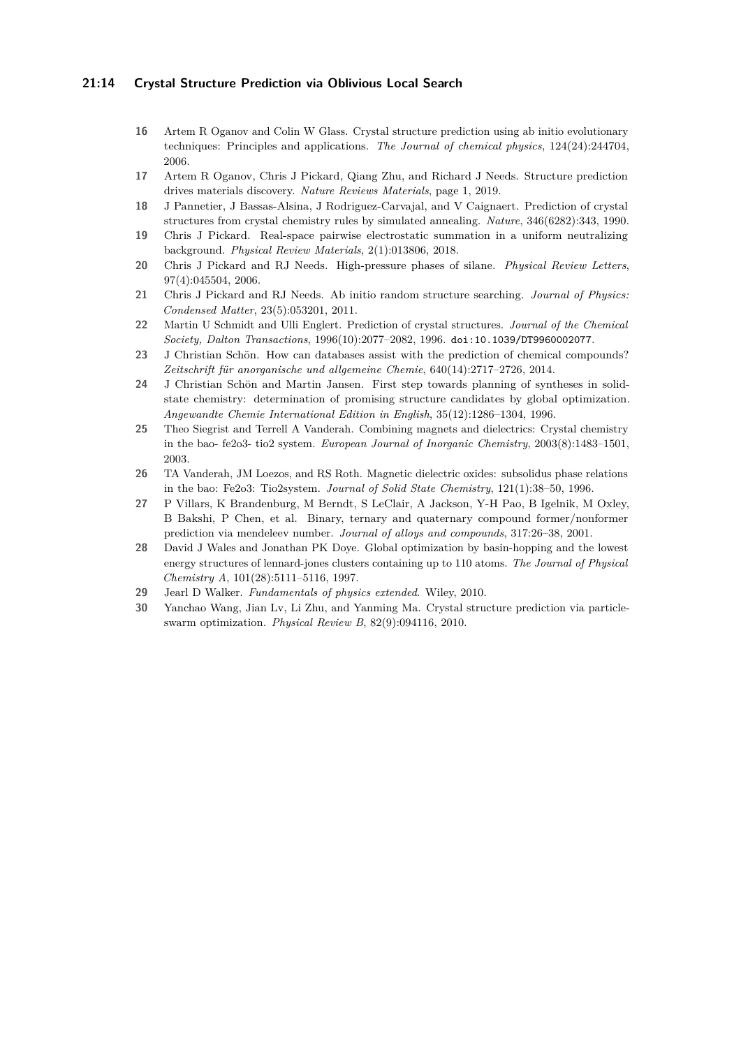16 Artem R Oganov and Colin W Glass. Crystal structure prediction using ab initio evolutionary techniques: Principles and applications. *The Journal of chemical physics*, 124(24):244704, 2006.

17 Artem R Oganov, Chris J Pickard, Qiang Zhu, and Richard J Needs. Structure prediction drives materials discovery. *Nature Reviews Materials*, page 1, 2019.

18 J Pannetier, J Bassas-Alsina, J Rodriguez-Carvajal, and V Caignaert. Prediction of crystal structures from crystal chemistry rules by simulated annealing. *Nature*, 346(6282):343, 1990.

19 Chris J Pickard. Real-space pairwise electrostatic summation in a uniform neutralizing background. *Physical Review Materials*, 2(1):013806, 2018.

20 Chris J Pickard and RJ Needs. High-pressure phases of silane. *Physical Review Letters*, 97(4):045504, 2006.

21 Chris J Pickard and RJ Needs. Ab initio random structure searching. *Journal of Physics: Condensed Matter*, 23(5):053201, 2011.

22 Martin U Schmidt and Ulli Englert. Prediction of crystal structures. *Journal of the Chemical Society, Dalton Transactions*, 1996(10):2077–2082, 1996. doi:10.1039/DT9960002077.

23 J Christian Schön. How can databases assist with the prediction of chemical compounds? *Zeitschrift für anorganische und allgemeine Chemie*, 640(14):2717–2726, 2014.

24 J Christian Schön and Martin Jansen. First step towards planning of syntheses in solid-state chemistry: determination of promising structure candidates by global optimization. *Angewandte Chemie International Edition in English*, 35(12):1286–1304, 1996.

25 Theo Siegrist and Terrell A Vanderah. Combining magnets and dielectrics: Crystal chemistry in the bao- fe2o3- tio2 system. *European Journal of Inorganic Chemistry*, 2003(8):1483–1501, 2003.

26 TA Vanderah, JM Loezos, and RS Roth. Magnetic dielectric oxides: subsolidus phase relations in the bao: Fe2o3: Tio2system. *Journal of Solid State Chemistry*, 121(1):38–50, 1996.

27 P Villars, K Brandenburg, M Berndt, S LeClair, A Jackson, Y-H Pao, B Igelnik, M Oxley, B Bakshi, P Chen, et al. Binary, ternary and quaternary compound former/nonformer prediction via mendeleev number. *Journal of alloys and compounds*, 317:26–38, 2001.

28 David J Wales and Jonathan PK Doye. Global optimization by basin-hopping and the lowest energy structures of lennard-jones clusters containing up to 110 atoms. *The Journal of Physical Chemistry A*, 101(28):5111–5116, 1997.

29 Jearl D Walker. *Fundamentals of physics extended*. Wiley, 2010.

30 Yanchao Wang, Jian Lv, Li Zhu, and Yanming Ma. Crystal structure prediction via particle-swarm optimization. *Physical Review B*, 82(9):094116, 2010.